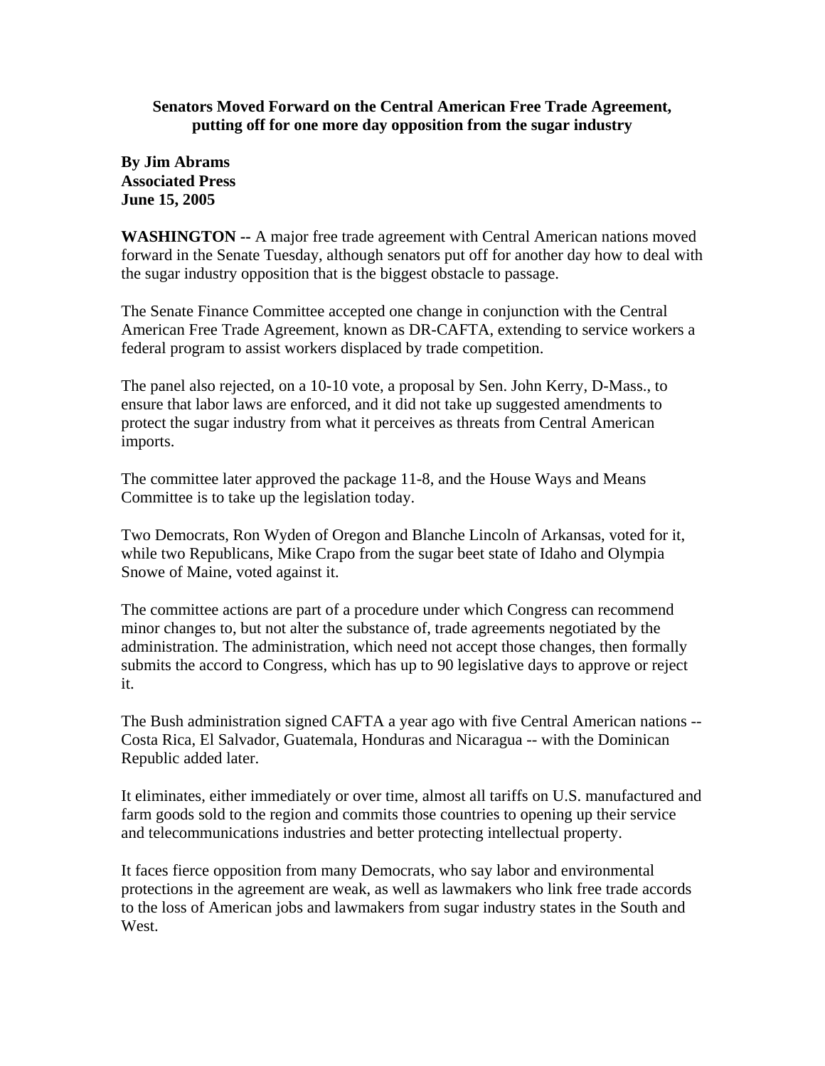**Senators Moved Forward on the Central American Free Trade Agreement, putting off for one more day opposition from the sugar industry**

**By Jim Abrams**
**Associated Press**
**June 15, 2005**

**WASHINGTON --** A major free trade agreement with Central American nations moved forward in the Senate Tuesday, although senators put off for another day how to deal with the sugar industry opposition that is the biggest obstacle to passage.

The Senate Finance Committee accepted one change in conjunction with the Central American Free Trade Agreement, known as DR-CAFTA, extending to service workers a federal program to assist workers displaced by trade competition.

The panel also rejected, on a 10-10 vote, a proposal by Sen. John Kerry, D-Mass., to ensure that labor laws are enforced, and it did not take up suggested amendments to protect the sugar industry from what it perceives as threats from Central American imports.

The committee later approved the package 11-8, and the House Ways and Means Committee is to take up the legislation today.

Two Democrats, Ron Wyden of Oregon and Blanche Lincoln of Arkansas, voted for it, while two Republicans, Mike Crapo from the sugar beet state of Idaho and Olympia Snowe of Maine, voted against it.

The committee actions are part of a procedure under which Congress can recommend minor changes to, but not alter the substance of, trade agreements negotiated by the administration. The administration, which need not accept those changes, then formally submits the accord to Congress, which has up to 90 legislative days to approve or reject it.

The Bush administration signed CAFTA a year ago with five Central American nations -- Costa Rica, El Salvador, Guatemala, Honduras and Nicaragua -- with the Dominican Republic added later.

It eliminates, either immediately or over time, almost all tariffs on U.S. manufactured and farm goods sold to the region and commits those countries to opening up their service and telecommunications industries and better protecting intellectual property.

It faces fierce opposition from many Democrats, who say labor and environmental protections in the agreement are weak, as well as lawmakers who link free trade accords to the loss of American jobs and lawmakers from sugar industry states in the South and West.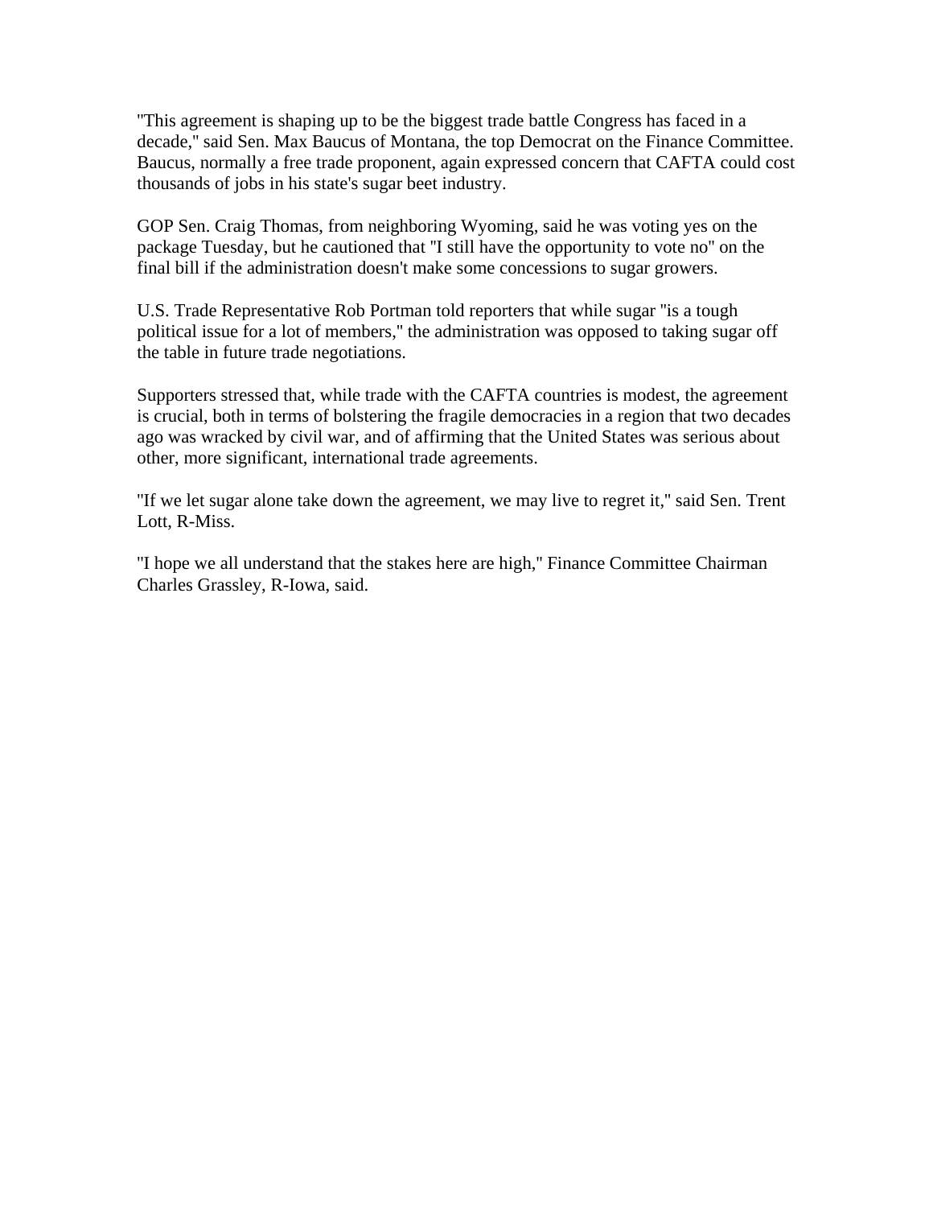"This agreement is shaping up to be the biggest trade battle Congress has faced in a decade," said Sen. Max Baucus of Montana, the top Democrat on the Finance Committee. Baucus, normally a free trade proponent, again expressed concern that CAFTA could cost thousands of jobs in his state's sugar beet industry.

GOP Sen. Craig Thomas, from neighboring Wyoming, said he was voting yes on the package Tuesday, but he cautioned that "I still have the opportunity to vote no" on the final bill if the administration doesn't make some concessions to sugar growers.

U.S. Trade Representative Rob Portman told reporters that while sugar "is a tough political issue for a lot of members," the administration was opposed to taking sugar off the table in future trade negotiations.

Supporters stressed that, while trade with the CAFTA countries is modest, the agreement is crucial, both in terms of bolstering the fragile democracies in a region that two decades ago was wracked by civil war, and of affirming that the United States was serious about other, more significant, international trade agreements.

"If we let sugar alone take down the agreement, we may live to regret it," said Sen. Trent Lott, R-Miss.

"I hope we all understand that the stakes here are high," Finance Committee Chairman Charles Grassley, R-Iowa, said.